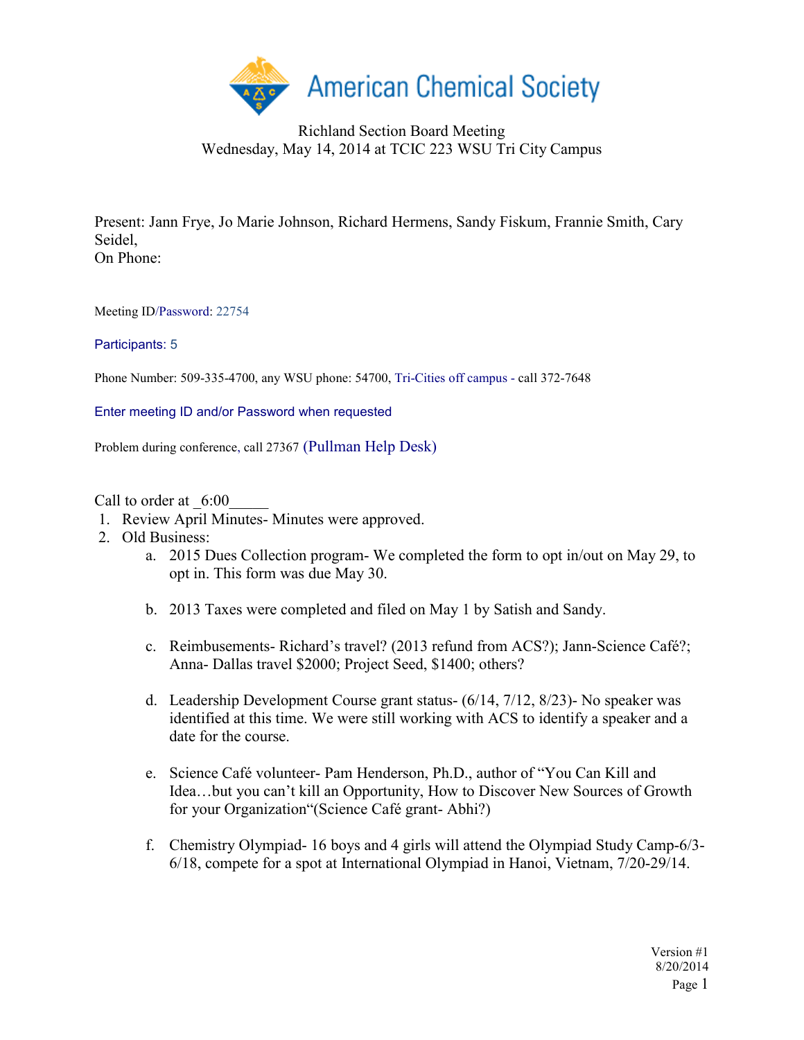American Chemical Society

Richland Section Board Meeting
Wednesday, May 14, 2014 at TCIC 223 WSU Tri City Campus

Present: Jann Frye, Jo Marie Johnson, Richard Hermens, Sandy Fiskum, Frannie Smith, Cary Seidel,
On Phone:

Meeting ID/Password: 22754

Participants: 5

Phone Number: 509-335-4700, any WSU phone: 54700, Tri-Cities off campus - call 372-7648

Enter meeting ID and/or Password when requested

Problem during conference, call 27367 (Pullman Help Desk)

Call to order at _6:00_____

1. Review April Minutes- Minutes were approved.
2. Old Business:
   a. 2015 Dues Collection program- We completed the form to opt in/out on May 29, to opt in. This form was due May 30.

   b. 2013 Taxes were completed and filed on May 1 by Satish and Sandy.

   c. Reimbusements- Richard's travel? (2013 refund from ACS?); Jann-Science Café?; Anna- Dallas travel $2000; Project Seed, $1400; others?

   d. Leadership Development Course grant status- (6/14, 7/12, 8/23)- No speaker was identified at this time. We were still working with ACS to identify a speaker and a date for the course.

   e. Science Café volunteer- Pam Henderson, Ph.D., author of "You Can Kill and Idea…but you can't kill an Opportunity, How to Discover New Sources of Growth for your Organization"(Science Café grant- Abhi?)

   f. Chemistry Olympiad- 16 boys and 4 girls will attend the Olympiad Study Camp-6/3-6/18, compete for a spot at International Olympiad in Hanoi, Vietnam, 7/20-29/14.

Version #1
8/20/2014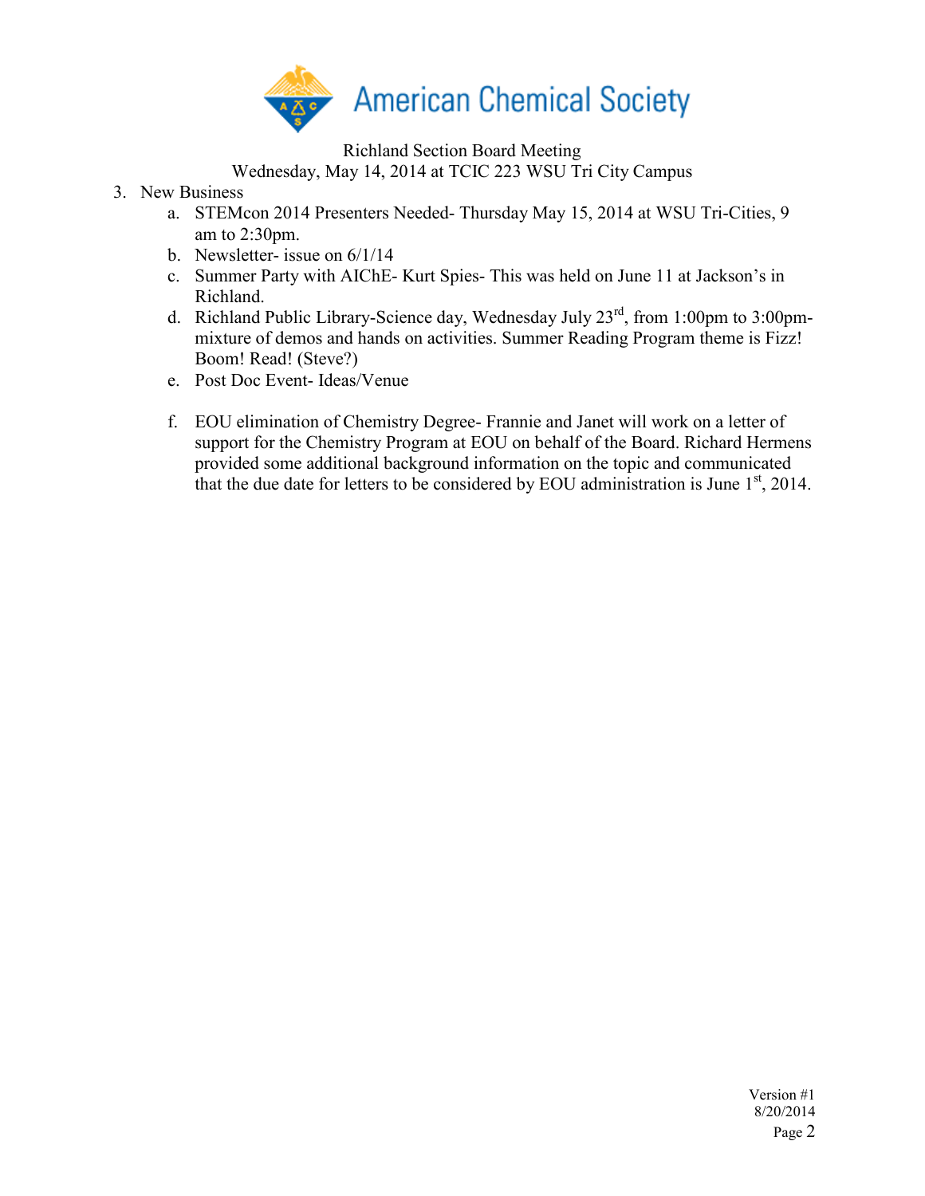American Chemical Society

Richland Section Board Meeting
Wednesday, May 14, 2014 at TCIC 223 WSU Tri City Campus

3. New Business
    a. STEMcon 2014 Presenters Needed- Thursday May 15, 2014 at WSU Tri-Cities, 9 am to 2:30pm.
    b. Newsletter- issue on 6/1/14
    c. Summer Party with AIChE- Kurt Spies- This was held on June 11 at Jackson's in Richland.
    d. Richland Public Library-Science day, Wednesday July 23rd, from 1:00pm to 3:00pm- mixture of demos and hands on activities. Summer Reading Program theme is Fizz! Boom! Read! (Steve?)
    e. Post Doc Event- Ideas/Venue
    f. EOU elimination of Chemistry Degree- Frannie and Janet will work on a letter of support for the Chemistry Program at EOU on behalf of the Board. Richard Hermens provided some additional background information on the topic and communicated that the due date for letters to be considered by EOU administration is June 1st, 2014.

Version #1
8/20/2014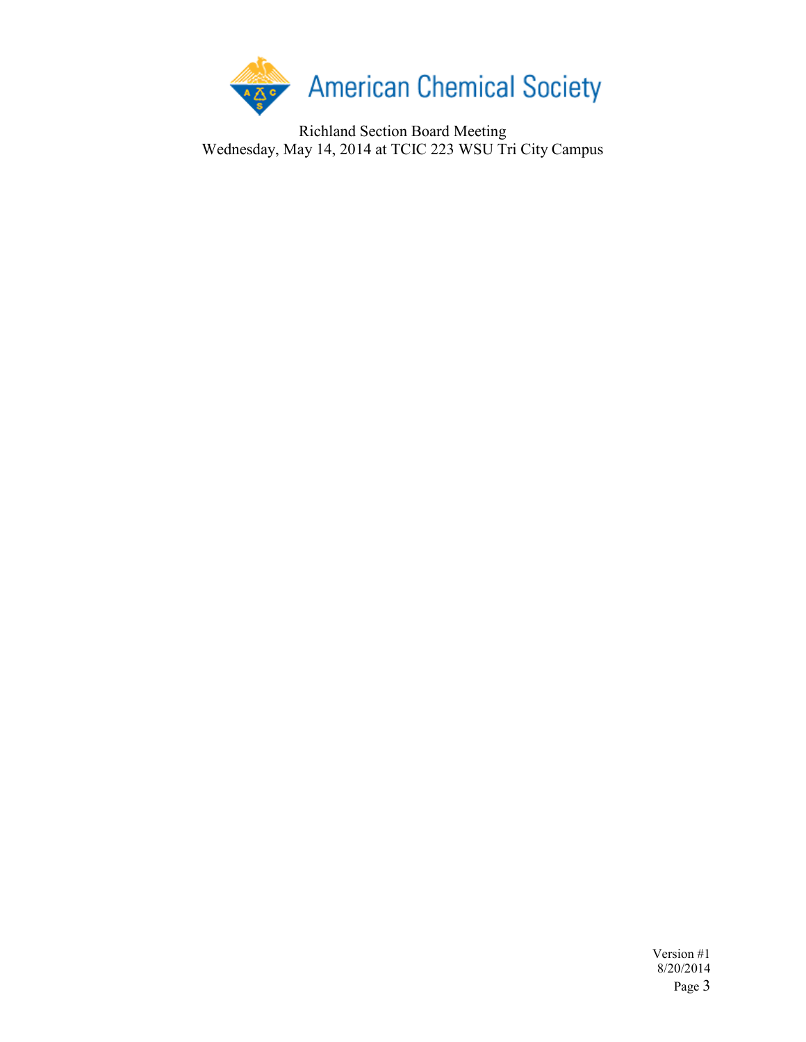American Chemical Society

Richland Section Board Meeting
Wednesday, May 14, 2014 at TCIC 223 WSU Tri City Campus

Version #1
8/20/2014